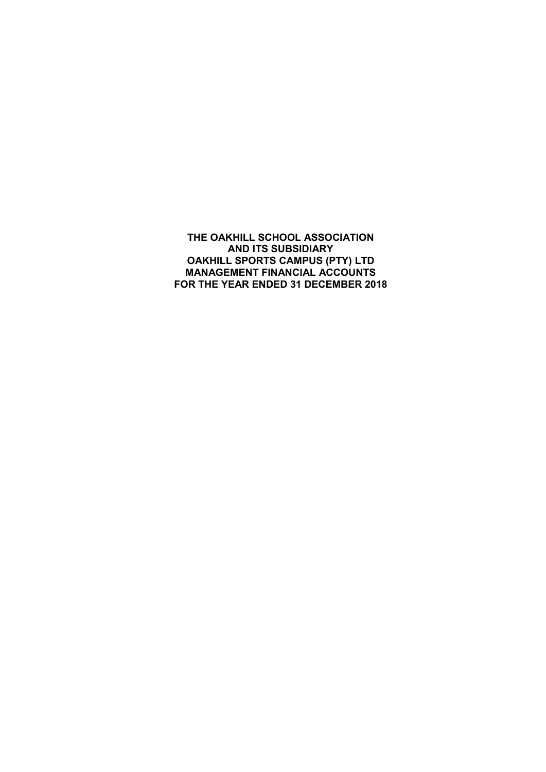**THE OAKHILL SCHOOL ASSOCIATION**
**AND ITS SUBSIDIARY**
**OAKHILL SPORTS CAMPUS (PTY) LTD**
**MANAGEMENT FINANCIAL ACCOUNTS**
**FOR THE YEAR ENDED 31 DECEMBER 2018**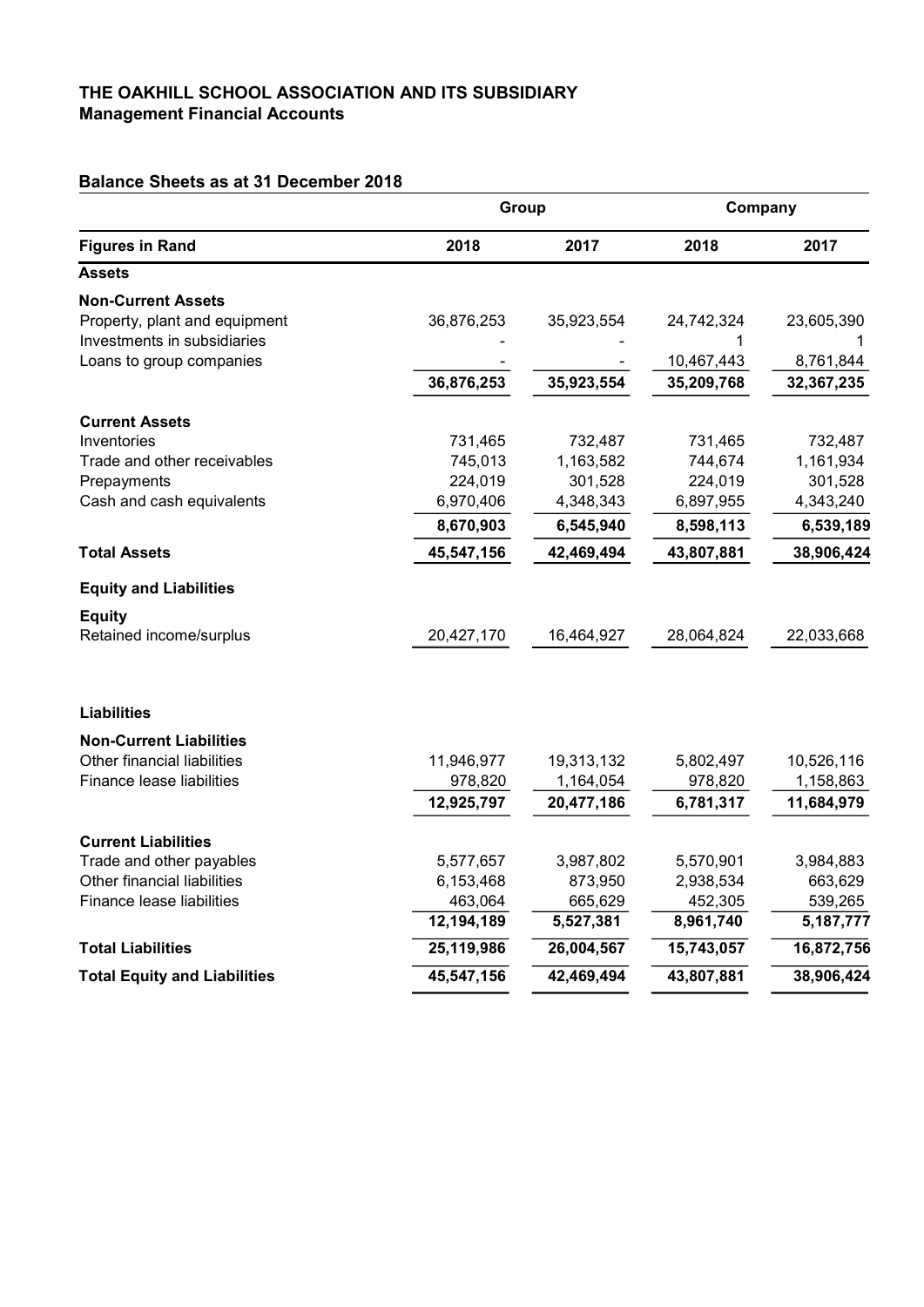# THE OAKHILL SCHOOL ASSOCIATION AND ITS SUBSIDIARY
## Management Financial Accounts

### Balance Sheets as at 31 December 2018

| | Group | | Company | |
|---|---|---|---|---|
| **Figures in Rand** | **2018** | **2017** | **2018** | **2017** |
| **Assets** | | | | |
| **Non-Current Assets** | | | | |
| Property, plant and equipment | 36,876,253 | 35,923,554 | 24,742,324 | 23,605,390 |
| Investments in subsidiaries | - | - | 1 | 1 |
| Loans to group companies | - | - | 10,467,443 | 8,761,844 |
| | **36,876,253** | **35,923,554** | **35,209,768** | **32,367,235** |
| **Current Assets** | | | | |
| Inventories | 731,465 | 732,487 | 731,465 | 732,487 |
| Trade and other receivables | 745,013 | 1,163,582 | 744,674 | 1,161,934 |
| Prepayments | 224,019 | 301,528 | 224,019 | 301,528 |
| Cash and cash equivalents | 6,970,406 | 4,348,343 | 6,897,955 | 4,343,240 |
| | **8,670,903** | **6,545,940** | **8,598,113** | **6,539,189** |
| **Total Assets** | **45,547,156** | **42,469,494** | **43,807,881** | **38,906,424** |
| **Equity and Liabilities** | | | | |
| **Equity** | | | | |
| Retained income/surplus | 20,427,170 | 16,464,927 | 28,064,824 | 22,033,668 |
| **Liabilities** | | | | |
| **Non-Current Liabilities** | | | | |
| Other financial liabilities | 11,946,977 | 19,313,132 | 5,802,497 | 10,526,116 |
| Finance lease liabilities | 978,820 | 1,164,054 | 978,820 | 1,158,863 |
| | **12,925,797** | **20,477,186** | **6,781,317** | **11,684,979** |
| **Current Liabilities** | | | | |
| Trade and other payables | 5,577,657 | 3,987,802 | 5,570,901 | 3,984,883 |
| Other financial liabilities | 6,153,468 | 873,950 | 2,938,534 | 663,629 |
| Finance lease liabilities | 463,064 | 665,629 | 452,305 | 539,265 |
| | **12,194,189** | **5,527,381** | **8,961,740** | **5,187,777** |
| **Total Liabilities** | **25,119,986** | **26,004,567** | **15,743,057** | **16,872,756** |
| **Total Equity and Liabilities** | **45,547,156** | **42,469,494** | **43,807,881** | **38,906,424** |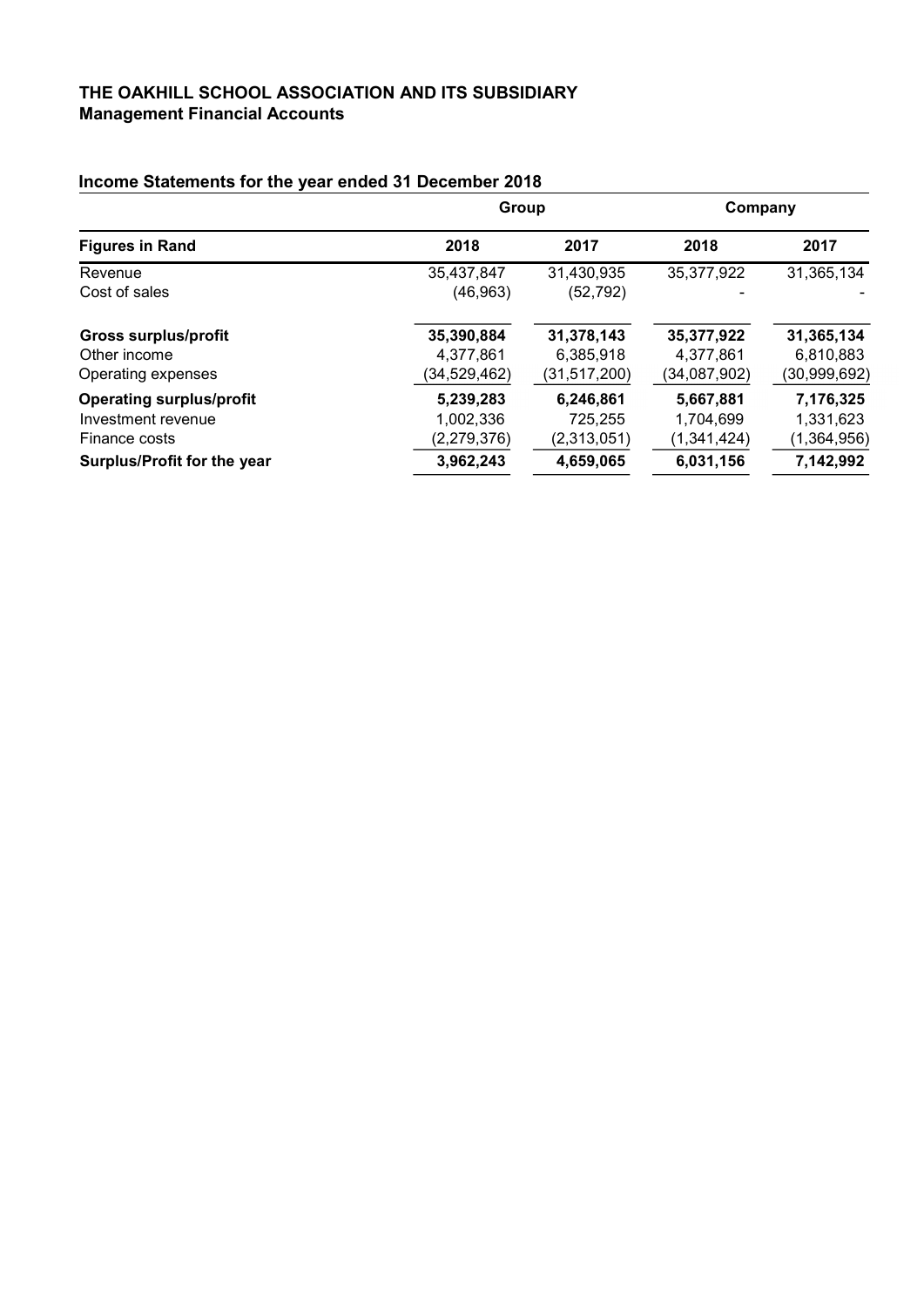**THE OAKHILL SCHOOL ASSOCIATION AND ITS SUBSIDIARY**
**Management Financial Accounts**

## Income Statements for the year ended 31 December 2018

| | Group | | Company | |
|---|---|---|---|---|
| **Figures in Rand** | **2018** | **2017** | **2018** | **2017** |
| Revenue | 35,437,847 | 31,430,935 | 35,377,922 | 31,365,134 |
| Cost of sales | (46,963) | (52,792) | - | - |
| **Gross surplus/profit** | **35,390,884** | **31,378,143** | **35,377,922** | **31,365,134** |
| Other income | 4,377,861 | 6,385,918 | 4,377,861 | 6,810,883 |
| Operating expenses | (34,529,462) | (31,517,200) | (34,087,902) | (30,999,692) |
| **Operating surplus/profit** | **5,239,283** | **6,246,861** | **5,667,881** | **7,176,325** |
| Investment revenue | 1,002,336 | 725,255 | 1,704,699 | 1,331,623 |
| Finance costs | (2,279,376) | (2,313,051) | (1,341,424) | (1,364,956) |
| **Surplus/Profit for the year** | **3,962,243** | **4,659,065** | **6,031,156** | **7,142,992** |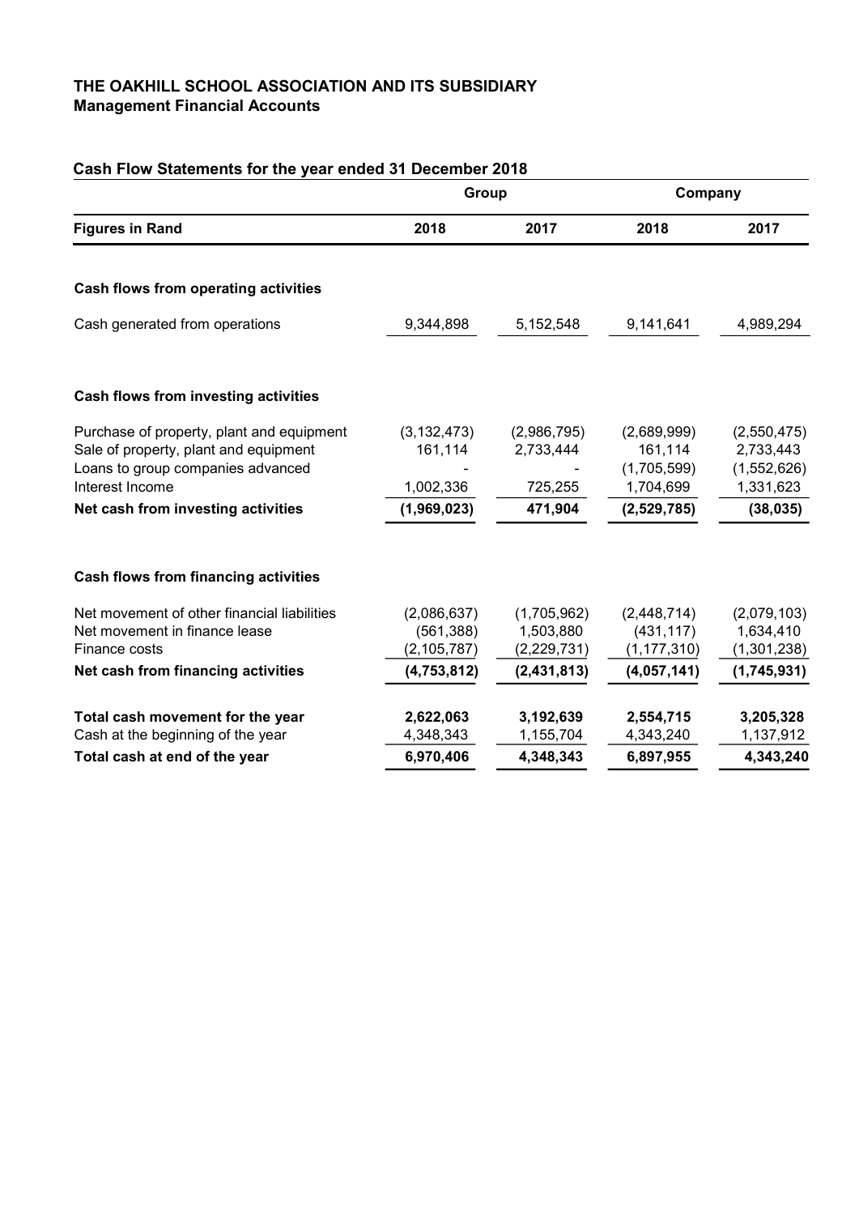**THE OAKHILL SCHOOL ASSOCIATION AND ITS SUBSIDIARY**
**Management Financial Accounts**

## Cash Flow Statements for the year ended 31 December 2018

| | Group | | Company | |
|---|---|---|---|---|
| **Figures in Rand** | **2018** | **2017** | **2018** | **2017** |
| **Cash flows from operating activities** | | | | |
| Cash generated from operations | 9,344,898 | 5,152,548 | 9,141,641 | 4,989,294 |
| **Cash flows from investing activities** | | | | |
| Purchase of property, plant and equipment | (3,132,473) | (2,986,795) | (2,689,999) | (2,550,475) |
| Sale of property, plant and equipment | 161,114 | 2,733,444 | 161,114 | 2,733,443 |
| Loans to group companies advanced | - | - | (1,705,599) | (1,552,626) |
| Interest Income | 1,002,336 | 725,255 | 1,704,699 | 1,331,623 |
| **Net cash from investing activities** | **(1,969,023)** | **471,904** | **(2,529,785)** | **(38,035)** |
| **Cash flows from financing activities** | | | | |
| Net movement of other financial liabilities | (2,086,637) | (1,705,962) | (2,448,714) | (2,079,103) |
| Net movement in finance lease | (561,388) | 1,503,880 | (431,117) | 1,634,410 |
| Finance costs | (2,105,787) | (2,229,731) | (1,177,310) | (1,301,238) |
| **Net cash from financing activities** | **(4,753,812)** | **(2,431,813)** | **(4,057,141)** | **(1,745,931)** |
| **Total cash movement for the year** | **2,622,063** | **3,192,639** | **2,554,715** | **3,205,328** |
| Cash at the beginning of the year | 4,348,343 | 1,155,704 | 4,343,240 | 1,137,912 |
| **Total cash at end of the year** | **6,970,406** | **4,348,343** | **6,897,955** | **4,343,240** |